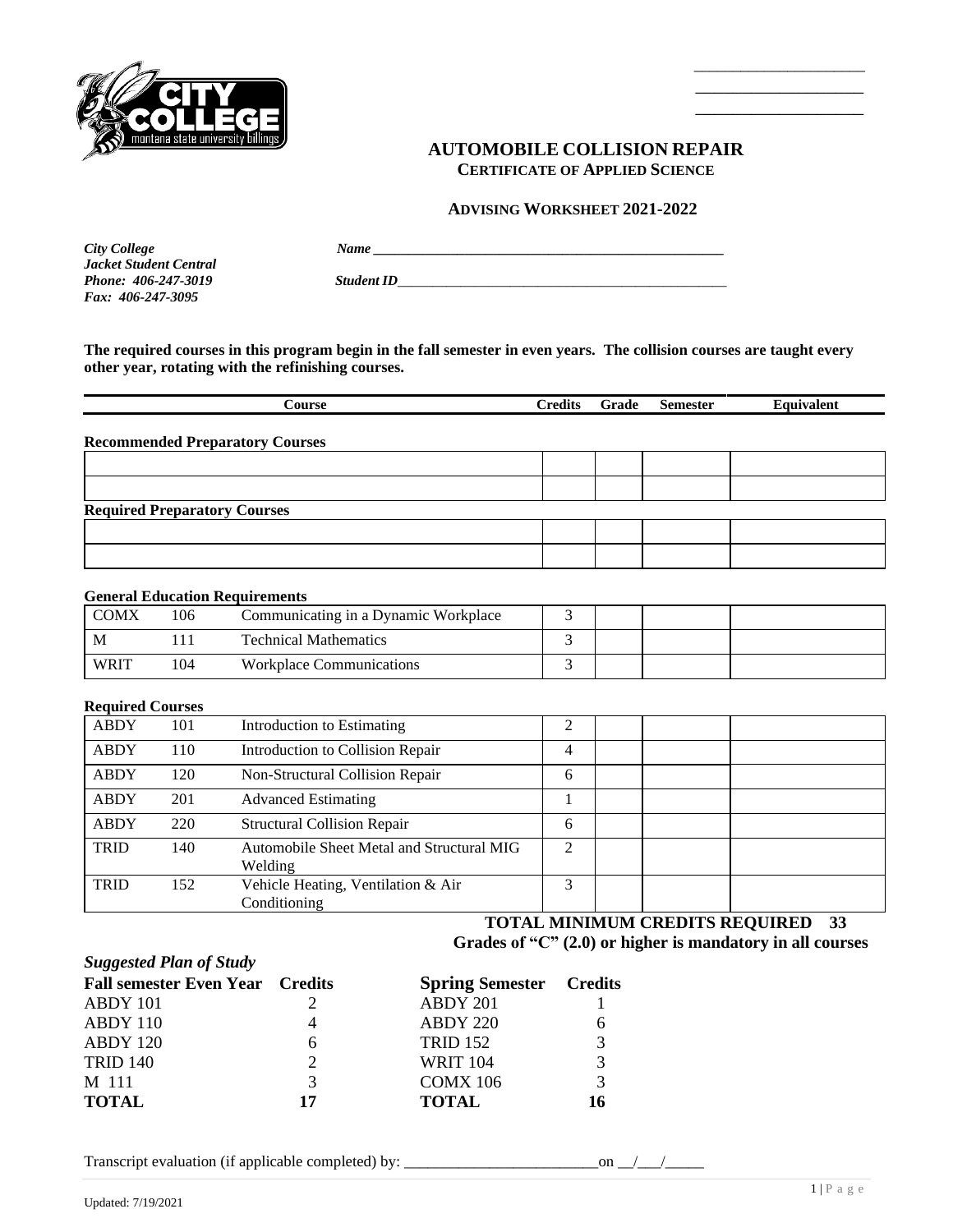# AUTOMOBILE COLLISION REPAIR

**CERTIFICATE OF APPLIED SCIENCE**

**ADVISING WORKSHEET 2021-2022**

*City College*
*Jacket Student Central*
*Phone: 406-247-3019*
*Fax: 406-247-3095*

*Name* ___________________________________________________

*Student ID*_______________________________________________

**The required courses in this program begin in the fall semester in even years. The collision courses are taught every other year, rotating with the refinishing courses.**

| Course | | | Credits | Grade | Semester | Equivalent |
|---|---|---|---|---|---|---|
| **Recommended Preparatory Courses** | | | | | | |
| | | | | | | |
| | | | | | | |
| **Required Preparatory Courses** | | | | | | |
| | | | | | | |
| | | | | | | |
| **General Education Requirements** | | | | | | |
| COMX | 106 | Communicating in a Dynamic Workplace | 3 | | | |
| M | 111 | Technical Mathematics | 3 | | | |
| WRIT | 104 | Workplace Communications | 3 | | | |
| **Required Courses** | | | | | | |
| ABDY | 101 | Introduction to Estimating | 2 | | | |
| ABDY | 110 | Introduction to Collision Repair | 4 | | | |
| ABDY | 120 | Non-Structural Collision Repair | 6 | | | |
| ABDY | 201 | Advanced Estimating | 1 | | | |
| ABDY | 220 | Structural Collision Repair | 6 | | | |
| TRID | 140 | Automobile Sheet Metal and Structural MIG Welding | 2 | | | |
| TRID | 152 | Vehicle Heating, Ventilation & Air Conditioning | 3 | | | |

**TOTAL MINIMUM CREDITS REQUIRED 33**

**Grades of "C" (2.0) or higher is mandatory in all courses**

### *Suggested Plan of Study*

| Fall semester Even Year | Credits | Spring Semester | Credits |
|---|---|---|---|
| ABDY 101 | 2 | ABDY 201 | 1 |
| ABDY 110 | 4 | ABDY 220 | 6 |
| ABDY 120 | 6 | TRID 152 | 3 |
| TRID 140 | 2 | WRIT 104 | 3 |
| M 111 | 3 | COMX 106 | 3 |
| **TOTAL** | **17** | **TOTAL** | **16** |

Transcript evaluation (if applicable completed) by: _________________________on __/___/_____

Updated: 7/19/2021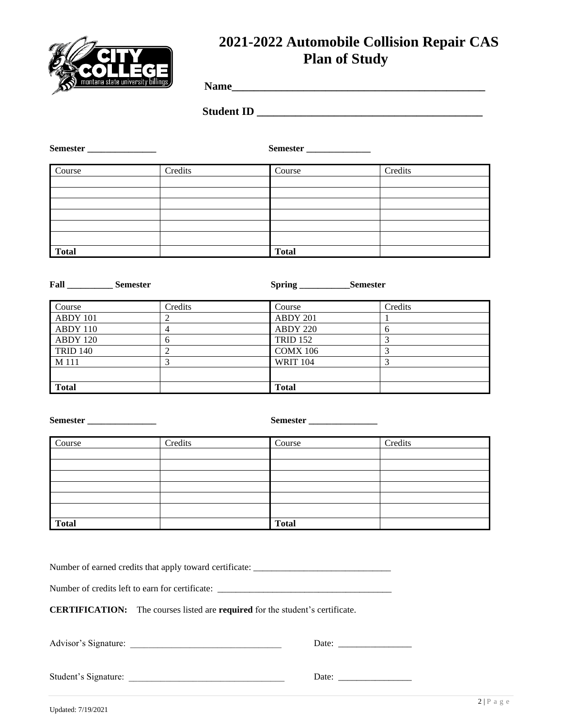# 2021-2022 Automobile Collision Repair CAS Plan of Study

**Name**_______________________________________________

**Student ID** _________________________________________

**Semester** _______________ **Semester** ______________

| Course | Credits | Course | Credits |
|---|---|---|---|
| | | | |
| | | | |
| | | | |
| | | | |
| | | | |
| | | | |
| **Total** | | **Total** | |

**Fall** __________ **Semester** **Spring** ___________**Semester**

| Course | Credits | Course | Credits |
|---|---|---|---|
| ABDY 101 | 2 | ABDY 201 | 1 |
| ABDY 110 | 4 | ABDY 220 | 6 |
| ABDY 120 | 6 | TRID 152 | 3 |
| TRID 140 | 2 | COMX 106 | 3 |
| M 111 | 3 | WRIT 104 | 3 |
| | | | |
| **Total** | | **Total** | |

**Semester** _______________ **Semester** _______________

| Course | Credits | Course | Credits |
|---|---|---|---|
| | | | |
| | | | |
| | | | |
| | | | |
| | | | |
| | | | |
| **Total** | | **Total** | |

Number of earned credits that apply toward certificate: ______________________________

Number of credits left to earn for certificate: ______________________________________

**CERTIFICATION:** The courses listed are **required** for the student's certificate.

Advisor's Signature: _________________________________ Date: ________________

Student's Signature: __________________________________ Date: ________________

Updated: 7/19/2021